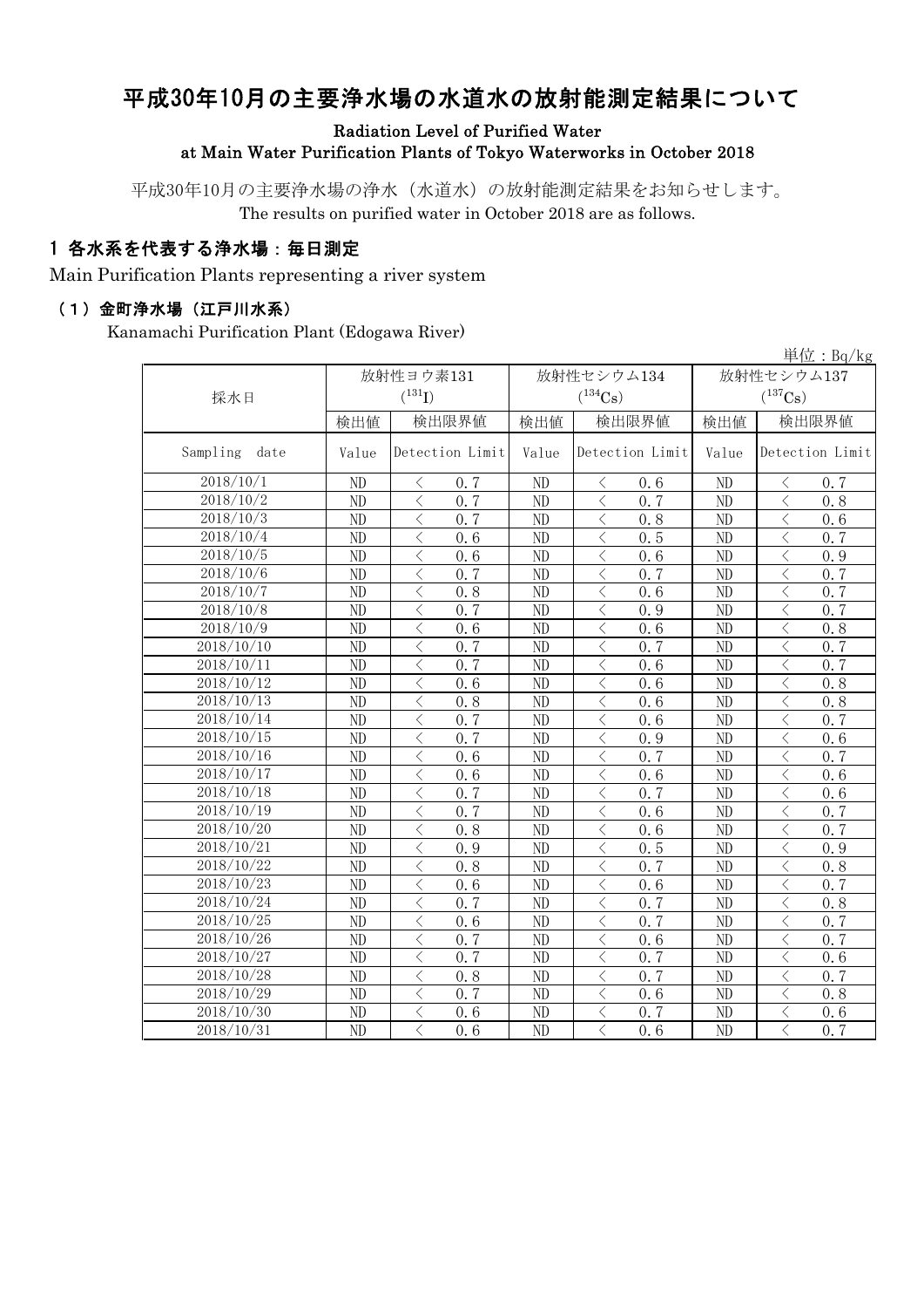# 平成30年10月の主要浄水場の水道水の放射能測定結果について

**Radiation Level of Purified Water at Main Water Purification Plants of Tokyo Waterworks in October 2018**

平成30年10月の主要浄水場の浄水（水道水）の放射能測定結果をお知らせします。
The results on purified water in October 2018 are as follows.

## 1 各水系を代表する浄水場：毎日測定

Main Purification Plants representing a river system

### （1）金町浄水場（江戸川水系）

Kanamachi Purification Plant (Edogawa River)

単位：Bq/kg

| 採水日 | 放射性ヨウ素131 ($^{131}I$) | | 放射性セシウム134 ($^{134}Cs$) | | 放射性セシウム137 ($^{137}Cs$) | |
|---|---|---|---|---|---|---|
| | 検出値 | 検出限界値 | 検出値 | 検出限界値 | 検出値 | 検出限界値 |
| Sampling date | Value | Detection Limit | Value | Detection Limit | Value | Detection Limit |
| 2018/10/1 | ND | < 0.7 | ND | < 0.6 | ND | < 0.7 |
| 2018/10/2 | ND | < 0.7 | ND | < 0.7 | ND | < 0.8 |
| 2018/10/3 | ND | < 0.7 | ND | < 0.8 | ND | < 0.6 |
| 2018/10/4 | ND | < 0.6 | ND | < 0.5 | ND | < 0.7 |
| 2018/10/5 | ND | < 0.6 | ND | < 0.6 | ND | < 0.9 |
| 2018/10/6 | ND | < 0.7 | ND | < 0.7 | ND | < 0.7 |
| 2018/10/7 | ND | < 0.8 | ND | < 0.6 | ND | < 0.7 |
| 2018/10/8 | ND | < 0.7 | ND | < 0.9 | ND | < 0.7 |
| 2018/10/9 | ND | < 0.6 | ND | < 0.6 | ND | < 0.8 |
| 2018/10/10 | ND | < 0.7 | ND | < 0.7 | ND | < 0.7 |
| 2018/10/11 | ND | < 0.7 | ND | < 0.6 | ND | < 0.7 |
| 2018/10/12 | ND | < 0.6 | ND | < 0.6 | ND | < 0.8 |
| 2018/10/13 | ND | < 0.8 | ND | < 0.6 | ND | < 0.8 |
| 2018/10/14 | ND | < 0.7 | ND | < 0.6 | ND | < 0.7 |
| 2018/10/15 | ND | < 0.7 | ND | < 0.9 | ND | < 0.6 |
| 2018/10/16 | ND | < 0.6 | ND | < 0.7 | ND | < 0.7 |
| 2018/10/17 | ND | < 0.6 | ND | < 0.6 | ND | < 0.6 |
| 2018/10/18 | ND | < 0.7 | ND | < 0.7 | ND | < 0.6 |
| 2018/10/19 | ND | < 0.7 | ND | < 0.6 | ND | < 0.7 |
| 2018/10/20 | ND | < 0.8 | ND | < 0.6 | ND | < 0.7 |
| 2018/10/21 | ND | < 0.9 | ND | < 0.5 | ND | < 0.9 |
| 2018/10/22 | ND | < 0.8 | ND | < 0.7 | ND | < 0.8 |
| 2018/10/23 | ND | < 0.6 | ND | < 0.6 | ND | < 0.7 |
| 2018/10/24 | ND | < 0.7 | ND | < 0.7 | ND | < 0.8 |
| 2018/10/25 | ND | < 0.6 | ND | < 0.7 | ND | < 0.7 |
| 2018/10/26 | ND | < 0.7 | ND | < 0.6 | ND | < 0.7 |
| 2018/10/27 | ND | < 0.7 | ND | < 0.7 | ND | < 0.6 |
| 2018/10/28 | ND | < 0.8 | ND | < 0.7 | ND | < 0.7 |
| 2018/10/29 | ND | < 0.7 | ND | < 0.6 | ND | < 0.8 |
| 2018/10/30 | ND | < 0.6 | ND | < 0.7 | ND | < 0.6 |
| 2018/10/31 | ND | < 0.6 | ND | < 0.6 | ND | < 0.7 |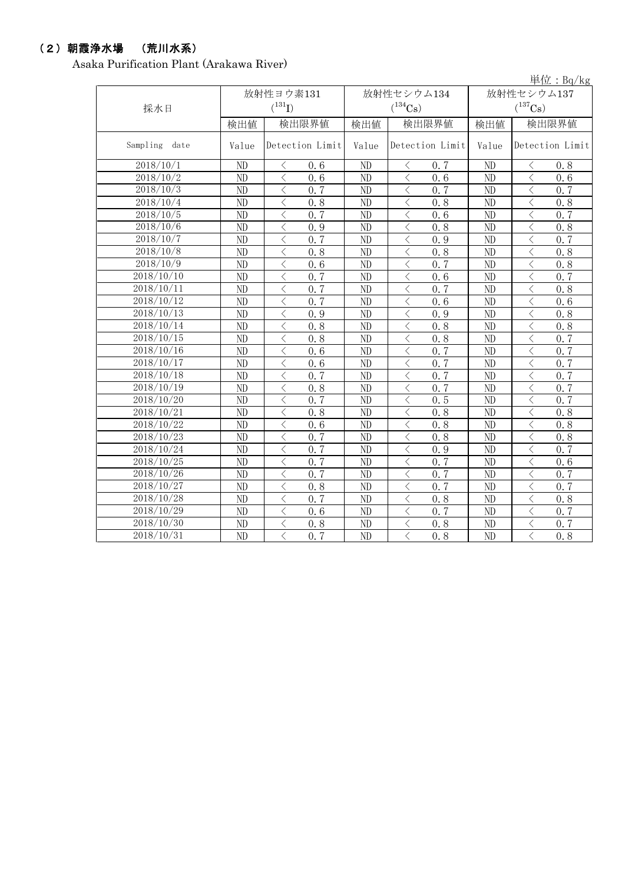## （２）朝霞浄水場　（荒川水系）

Asaka Purification Plant (Arakawa River)

単位：Bq/kg

| 採水日 | 放射性ヨウ素131 ($^{131}I$) | | 放射性セシウム134 ($^{134}Cs$) | | 放射性セシウム137 ($^{137}Cs$) | |
|---|---|---|---|---|---|---|
| | 検出値 | 検出限界値 | 検出値 | 検出限界値 | 検出値 | 検出限界値 |
| Sampling date | Value | Detection Limit | Value | Detection Limit | Value | Detection Limit |
| 2018/10/1 | ND | ＜　0.6 | ND | ＜　0.7 | ND | ＜　0.8 |
| 2018/10/2 | ND | ＜　0.6 | ND | ＜　0.6 | ND | ＜　0.6 |
| 2018/10/3 | ND | ＜　0.7 | ND | ＜　0.7 | ND | ＜　0.7 |
| 2018/10/4 | ND | ＜　0.8 | ND | ＜　0.8 | ND | ＜　0.8 |
| 2018/10/5 | ND | ＜　0.7 | ND | ＜　0.6 | ND | ＜　0.7 |
| 2018/10/6 | ND | ＜　0.9 | ND | ＜　0.8 | ND | ＜　0.8 |
| 2018/10/7 | ND | ＜　0.7 | ND | ＜　0.9 | ND | ＜　0.7 |
| 2018/10/8 | ND | ＜　0.8 | ND | ＜　0.8 | ND | ＜　0.8 |
| 2018/10/9 | ND | ＜　0.6 | ND | ＜　0.7 | ND | ＜　0.8 |
| 2018/10/10 | ND | ＜　0.7 | ND | ＜　0.6 | ND | ＜　0.7 |
| 2018/10/11 | ND | ＜　0.7 | ND | ＜　0.7 | ND | ＜　0.8 |
| 2018/10/12 | ND | ＜　0.7 | ND | ＜　0.6 | ND | ＜　0.6 |
| 2018/10/13 | ND | ＜　0.9 | ND | ＜　0.9 | ND | ＜　0.8 |
| 2018/10/14 | ND | ＜　0.8 | ND | ＜　0.8 | ND | ＜　0.8 |
| 2018/10/15 | ND | ＜　0.8 | ND | ＜　0.8 | ND | ＜　0.7 |
| 2018/10/16 | ND | ＜　0.6 | ND | ＜　0.7 | ND | ＜　0.7 |
| 2018/10/17 | ND | ＜　0.6 | ND | ＜　0.7 | ND | ＜　0.7 |
| 2018/10/18 | ND | ＜　0.7 | ND | ＜　0.7 | ND | ＜　0.7 |
| 2018/10/19 | ND | ＜　0.8 | ND | ＜　0.7 | ND | ＜　0.7 |
| 2018/10/20 | ND | ＜　0.7 | ND | ＜　0.5 | ND | ＜　0.7 |
| 2018/10/21 | ND | ＜　0.8 | ND | ＜　0.8 | ND | ＜　0.8 |
| 2018/10/22 | ND | ＜　0.6 | ND | ＜　0.8 | ND | ＜　0.8 |
| 2018/10/23 | ND | ＜　0.7 | ND | ＜　0.8 | ND | ＜　0.8 |
| 2018/10/24 | ND | ＜　0.7 | ND | ＜　0.9 | ND | ＜　0.7 |
| 2018/10/25 | ND | ＜　0.7 | ND | ＜　0.7 | ND | ＜　0.6 |
| 2018/10/26 | ND | ＜　0.7 | ND | ＜　0.7 | ND | ＜　0.7 |
| 2018/10/27 | ND | ＜　0.8 | ND | ＜　0.7 | ND | ＜　0.7 |
| 2018/10/28 | ND | ＜　0.7 | ND | ＜　0.8 | ND | ＜　0.8 |
| 2018/10/29 | ND | ＜　0.6 | ND | ＜　0.7 | ND | ＜　0.7 |
| 2018/10/30 | ND | ＜　0.8 | ND | ＜　0.8 | ND | ＜　0.7 |
| 2018/10/31 | ND | ＜　0.7 | ND | ＜　0.8 | ND | ＜　0.8 |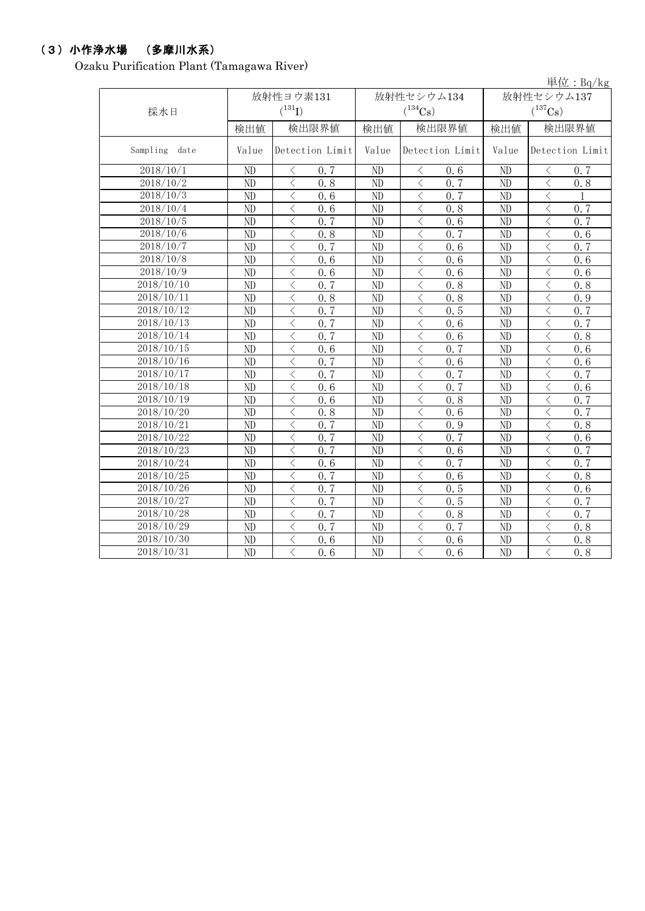## （3）小作浄水場　（多摩川水系）

Ozaku Purification Plant (Tamagawa River)

単位：Bq/kg

| 採水日 | 放射性ヨウ素131 ($^{131}I$) | | | 放射性セシウム134 ($^{134}Cs$) | | | 放射性セシウム137 ($^{137}Cs$) | | |
|---|---|---|---|---|---|---|---|---|---|
| | 検出値 | 検出限界値 | | 検出値 | 検出限界値 | | 検出値 | 検出限界値 | |
| Sampling date | Value | Detection Limit | | Value | Detection Limit | | Value | Detection Limit | |
| 2018/10/1 | ND | ＜ | 0.7 | ND | ＜ | 0.6 | ND | ＜ | 0.7 |
| 2018/10/2 | ND | ＜ | 0.8 | ND | ＜ | 0.7 | ND | ＜ | 0.8 |
| 2018/10/3 | ND | ＜ | 0.6 | ND | ＜ | 0.7 | ND | ＜ | 1 |
| 2018/10/4 | ND | ＜ | 0.6 | ND | ＜ | 0.8 | ND | ＜ | 0.7 |
| 2018/10/5 | ND | ＜ | 0.7 | ND | ＜ | 0.6 | ND | ＜ | 0.7 |
| 2018/10/6 | ND | ＜ | 0.8 | ND | ＜ | 0.7 | ND | ＜ | 0.6 |
| 2018/10/7 | ND | ＜ | 0.7 | ND | ＜ | 0.6 | ND | ＜ | 0.7 |
| 2018/10/8 | ND | ＜ | 0.6 | ND | ＜ | 0.6 | ND | ＜ | 0.6 |
| 2018/10/9 | ND | ＜ | 0.6 | ND | ＜ | 0.6 | ND | ＜ | 0.6 |
| 2018/10/10 | ND | ＜ | 0.7 | ND | ＜ | 0.8 | ND | ＜ | 0.8 |
| 2018/10/11 | ND | ＜ | 0.8 | ND | ＜ | 0.8 | ND | ＜ | 0.9 |
| 2018/10/12 | ND | ＜ | 0.7 | ND | ＜ | 0.5 | ND | ＜ | 0.7 |
| 2018/10/13 | ND | ＜ | 0.7 | ND | ＜ | 0.6 | ND | ＜ | 0.7 |
| 2018/10/14 | ND | ＜ | 0.7 | ND | ＜ | 0.6 | ND | ＜ | 0.8 |
| 2018/10/15 | ND | ＜ | 0.6 | ND | ＜ | 0.7 | ND | ＜ | 0.6 |
| 2018/10/16 | ND | ＜ | 0.7 | ND | ＜ | 0.6 | ND | ＜ | 0.6 |
| 2018/10/17 | ND | ＜ | 0.7 | ND | ＜ | 0.7 | ND | ＜ | 0.7 |
| 2018/10/18 | ND | ＜ | 0.6 | ND | ＜ | 0.7 | ND | ＜ | 0.6 |
| 2018/10/19 | ND | ＜ | 0.6 | ND | ＜ | 0.8 | ND | ＜ | 0.7 |
| 2018/10/20 | ND | ＜ | 0.8 | ND | ＜ | 0.6 | ND | ＜ | 0.7 |
| 2018/10/21 | ND | ＜ | 0.7 | ND | ＜ | 0.9 | ND | ＜ | 0.8 |
| 2018/10/22 | ND | ＜ | 0.7 | ND | ＜ | 0.7 | ND | ＜ | 0.6 |
| 2018/10/23 | ND | ＜ | 0.7 | ND | ＜ | 0.6 | ND | ＜ | 0.7 |
| 2018/10/24 | ND | ＜ | 0.6 | ND | ＜ | 0.7 | ND | ＜ | 0.7 |
| 2018/10/25 | ND | ＜ | 0.7 | ND | ＜ | 0.6 | ND | ＜ | 0.8 |
| 2018/10/26 | ND | ＜ | 0.7 | ND | ＜ | 0.5 | ND | ＜ | 0.6 |
| 2018/10/27 | ND | ＜ | 0.7 | ND | ＜ | 0.5 | ND | ＜ | 0.7 |
| 2018/10/28 | ND | ＜ | 0.7 | ND | ＜ | 0.8 | ND | ＜ | 0.7 |
| 2018/10/29 | ND | ＜ | 0.7 | ND | ＜ | 0.7 | ND | ＜ | 0.8 |
| 2018/10/30 | ND | ＜ | 0.6 | ND | ＜ | 0.6 | ND | ＜ | 0.8 |
| 2018/10/31 | ND | ＜ | 0.6 | ND | ＜ | 0.6 | ND | ＜ | 0.8 |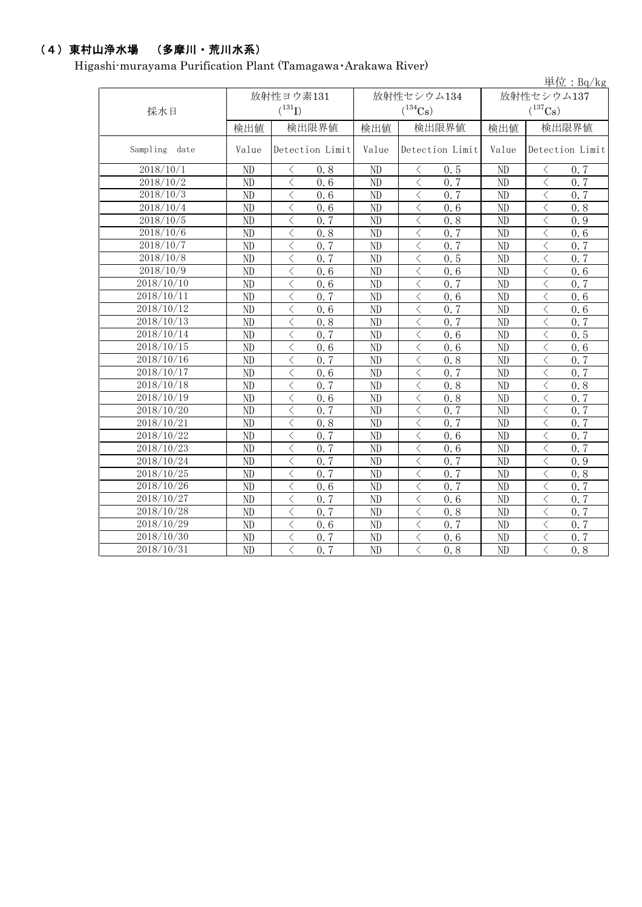## （4）東村山浄水場　（多摩川・荒川水系）

Higashi-murayama Purification Plant (Tamagawa・Arakawa River)

単位：Bq/kg

| 採水日 | 放射性ヨウ素131 ($^{131}$I) | | 放射性セシウム134 ($^{134}$Cs) | | 放射性セシウム137 ($^{137}$Cs) | |
|---|---|---|---|---|---|---|
| | 検出値 | 検出限界値 | 検出値 | 検出限界値 | 検出値 | 検出限界値 |
| Sampling date | Value | Detection Limit | Value | Detection Limit | Value | Detection Limit |
| 2018/10/1 | ND | ＜ 0.8 | ND | ＜ 0.5 | ND | ＜ 0.7 |
| 2018/10/2 | ND | ＜ 0.6 | ND | ＜ 0.7 | ND | ＜ 0.7 |
| 2018/10/3 | ND | ＜ 0.6 | ND | ＜ 0.7 | ND | ＜ 0.7 |
| 2018/10/4 | ND | ＜ 0.6 | ND | ＜ 0.6 | ND | ＜ 0.8 |
| 2018/10/5 | ND | ＜ 0.7 | ND | ＜ 0.8 | ND | ＜ 0.9 |
| 2018/10/6 | ND | ＜ 0.8 | ND | ＜ 0.7 | ND | ＜ 0.6 |
| 2018/10/7 | ND | ＜ 0.7 | ND | ＜ 0.7 | ND | ＜ 0.7 |
| 2018/10/8 | ND | ＜ 0.7 | ND | ＜ 0.5 | ND | ＜ 0.7 |
| 2018/10/9 | ND | ＜ 0.6 | ND | ＜ 0.6 | ND | ＜ 0.6 |
| 2018/10/10 | ND | ＜ 0.6 | ND | ＜ 0.7 | ND | ＜ 0.7 |
| 2018/10/11 | ND | ＜ 0.7 | ND | ＜ 0.6 | ND | ＜ 0.6 |
| 2018/10/12 | ND | ＜ 0.6 | ND | ＜ 0.7 | ND | ＜ 0.6 |
| 2018/10/13 | ND | ＜ 0.8 | ND | ＜ 0.7 | ND | ＜ 0.7 |
| 2018/10/14 | ND | ＜ 0.7 | ND | ＜ 0.6 | ND | ＜ 0.5 |
| 2018/10/15 | ND | ＜ 0.6 | ND | ＜ 0.6 | ND | ＜ 0.6 |
| 2018/10/16 | ND | ＜ 0.7 | ND | ＜ 0.8 | ND | ＜ 0.7 |
| 2018/10/17 | ND | ＜ 0.6 | ND | ＜ 0.7 | ND | ＜ 0.7 |
| 2018/10/18 | ND | ＜ 0.7 | ND | ＜ 0.8 | ND | ＜ 0.8 |
| 2018/10/19 | ND | ＜ 0.6 | ND | ＜ 0.8 | ND | ＜ 0.7 |
| 2018/10/20 | ND | ＜ 0.7 | ND | ＜ 0.7 | ND | ＜ 0.7 |
| 2018/10/21 | ND | ＜ 0.8 | ND | ＜ 0.7 | ND | ＜ 0.7 |
| 2018/10/22 | ND | ＜ 0.7 | ND | ＜ 0.6 | ND | ＜ 0.7 |
| 2018/10/23 | ND | ＜ 0.7 | ND | ＜ 0.6 | ND | ＜ 0.7 |
| 2018/10/24 | ND | ＜ 0.7 | ND | ＜ 0.7 | ND | ＜ 0.9 |
| 2018/10/25 | ND | ＜ 0.7 | ND | ＜ 0.7 | ND | ＜ 0.8 |
| 2018/10/26 | ND | ＜ 0.6 | ND | ＜ 0.7 | ND | ＜ 0.7 |
| 2018/10/27 | ND | ＜ 0.7 | ND | ＜ 0.6 | ND | ＜ 0.7 |
| 2018/10/28 | ND | ＜ 0.7 | ND | ＜ 0.8 | ND | ＜ 0.7 |
| 2018/10/29 | ND | ＜ 0.6 | ND | ＜ 0.7 | ND | ＜ 0.7 |
| 2018/10/30 | ND | ＜ 0.7 | ND | ＜ 0.6 | ND | ＜ 0.7 |
| 2018/10/31 | ND | ＜ 0.7 | ND | ＜ 0.8 | ND | ＜ 0.8 |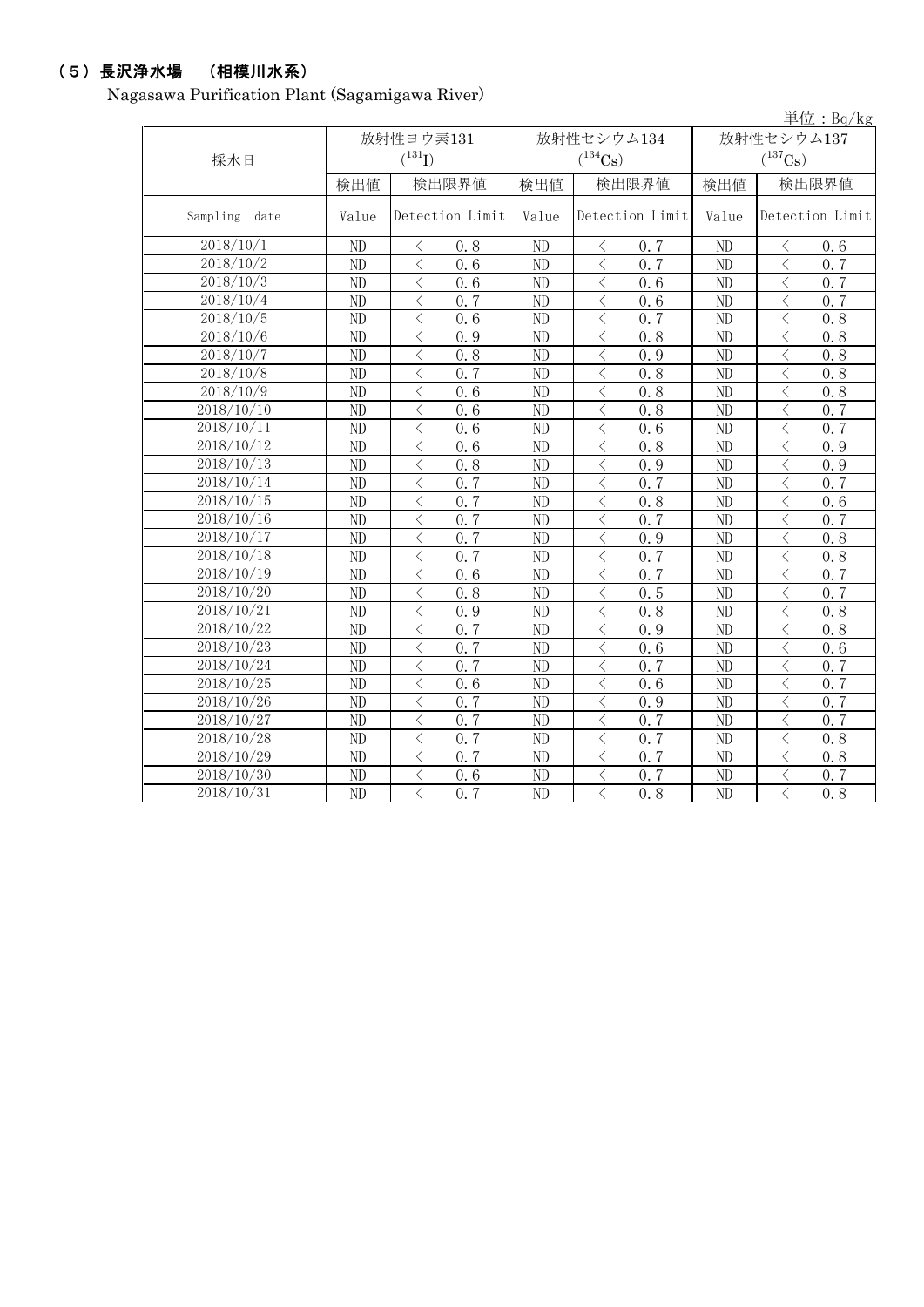## （5）長沢浄水場　（相模川水系）

Nagasawa Purification Plant (Sagamigawa River)

単位：Bq/kg

| 採水日 | 放射性ヨウ素131 ($^{131}I$) | | 放射性セシウム134 ($^{134}Cs$) | | 放射性セシウム137 ($^{137}Cs$) | |
|---|---|---|---|---|---|---|
| | 検出値 | 検出限界値 | 検出値 | 検出限界値 | 検出値 | 検出限界値 |
| Sampling date | Value | Detection Limit | Value | Detection Limit | Value | Detection Limit |
| 2018/10/1 | ND | ＜ 0.8 | ND | ＜ 0.7 | ND | ＜ 0.6 |
| 2018/10/2 | ND | ＜ 0.6 | ND | ＜ 0.7 | ND | ＜ 0.7 |
| 2018/10/3 | ND | ＜ 0.6 | ND | ＜ 0.6 | ND | ＜ 0.7 |
| 2018/10/4 | ND | ＜ 0.7 | ND | ＜ 0.6 | ND | ＜ 0.7 |
| 2018/10/5 | ND | ＜ 0.6 | ND | ＜ 0.7 | ND | ＜ 0.8 |
| 2018/10/6 | ND | ＜ 0.9 | ND | ＜ 0.8 | ND | ＜ 0.8 |
| 2018/10/7 | ND | ＜ 0.8 | ND | ＜ 0.9 | ND | ＜ 0.8 |
| 2018/10/8 | ND | ＜ 0.7 | ND | ＜ 0.8 | ND | ＜ 0.8 |
| 2018/10/9 | ND | ＜ 0.6 | ND | ＜ 0.8 | ND | ＜ 0.8 |
| 2018/10/10 | ND | ＜ 0.6 | ND | ＜ 0.8 | ND | ＜ 0.7 |
| 2018/10/11 | ND | ＜ 0.6 | ND | ＜ 0.6 | ND | ＜ 0.7 |
| 2018/10/12 | ND | ＜ 0.6 | ND | ＜ 0.8 | ND | ＜ 0.9 |
| 2018/10/13 | ND | ＜ 0.8 | ND | ＜ 0.9 | ND | ＜ 0.9 |
| 2018/10/14 | ND | ＜ 0.7 | ND | ＜ 0.7 | ND | ＜ 0.7 |
| 2018/10/15 | ND | ＜ 0.7 | ND | ＜ 0.8 | ND | ＜ 0.6 |
| 2018/10/16 | ND | ＜ 0.7 | ND | ＜ 0.7 | ND | ＜ 0.7 |
| 2018/10/17 | ND | ＜ 0.7 | ND | ＜ 0.9 | ND | ＜ 0.8 |
| 2018/10/18 | ND | ＜ 0.7 | ND | ＜ 0.7 | ND | ＜ 0.8 |
| 2018/10/19 | ND | ＜ 0.6 | ND | ＜ 0.7 | ND | ＜ 0.7 |
| 2018/10/20 | ND | ＜ 0.8 | ND | ＜ 0.5 | ND | ＜ 0.7 |
| 2018/10/21 | ND | ＜ 0.9 | ND | ＜ 0.8 | ND | ＜ 0.8 |
| 2018/10/22 | ND | ＜ 0.7 | ND | ＜ 0.9 | ND | ＜ 0.8 |
| 2018/10/23 | ND | ＜ 0.7 | ND | ＜ 0.6 | ND | ＜ 0.6 |
| 2018/10/24 | ND | ＜ 0.7 | ND | ＜ 0.7 | ND | ＜ 0.7 |
| 2018/10/25 | ND | ＜ 0.6 | ND | ＜ 0.6 | ND | ＜ 0.7 |
| 2018/10/26 | ND | ＜ 0.7 | ND | ＜ 0.9 | ND | ＜ 0.7 |
| 2018/10/27 | ND | ＜ 0.7 | ND | ＜ 0.7 | ND | ＜ 0.7 |
| 2018/10/28 | ND | ＜ 0.7 | ND | ＜ 0.7 | ND | ＜ 0.8 |
| 2018/10/29 | ND | ＜ 0.7 | ND | ＜ 0.7 | ND | ＜ 0.8 |
| 2018/10/30 | ND | ＜ 0.6 | ND | ＜ 0.7 | ND | ＜ 0.7 |
| 2018/10/31 | ND | ＜ 0.7 | ND | ＜ 0.8 | ND | ＜ 0.8 |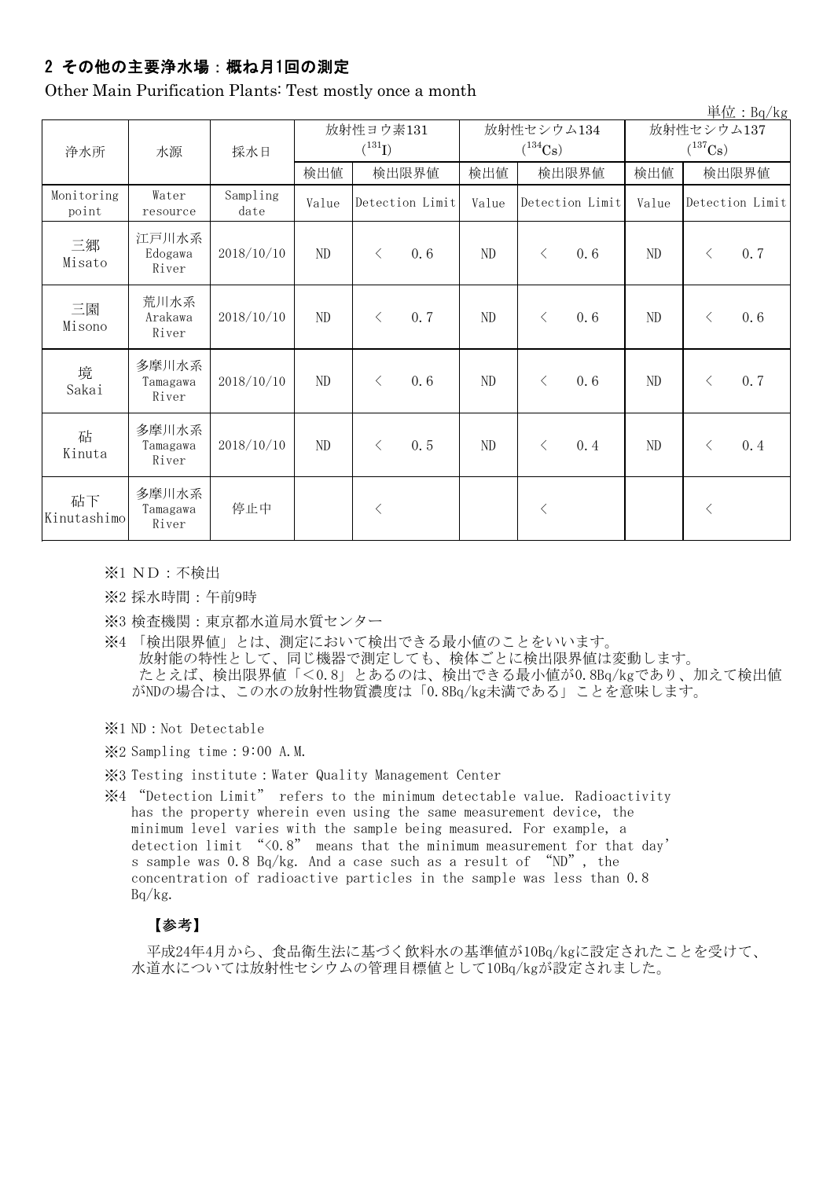## 2 その他の主要浄水場：概ね月1回の測定

Other Main Purification Plants: Test mostly once a month

単位：Bq/kg

| 浄水所 | 水源 | 採水日 | 放射性ヨウ素131 ($^{131}I$) | | | 放射性セシウム134 ($^{134}Cs$) | | | 放射性セシウム137 ($^{137}Cs$) | | |
|---|---|---|---|---|---|---|---|---|---|---|---|
| | | | 検出値 | 検出限界値 | | 検出値 | 検出限界値 | | 検出値 | 検出限界値 | |
| Monitoring point | Water resource | Sampling date | Value | Detection Limit | | Value | Detection Limit | | Value | Detection Limit | |
| 三郷 Misato | 江戸川水系 Edogawa River | 2018/10/10 | ND | < | 0.6 | ND | < | 0.6 | ND | < | 0.7 |
| 三園 Misono | 荒川水系 Arakawa River | 2018/10/10 | ND | < | 0.7 | ND | < | 0.6 | ND | < | 0.6 |
| 境 Sakai | 多摩川水系 Tamagawa River | 2018/10/10 | ND | < | 0.6 | ND | < | 0.6 | ND | < | 0.7 |
| 砧 Kinuta | 多摩川水系 Tamagawa River | 2018/10/10 | ND | < | 0.5 | ND | < | 0.4 | ND | < | 0.4 |
| 砧下 Kinutashimo | 多摩川水系 Tamagawa River | 停止中 | | < | | | < | | | < | |

※1 ＮＤ：不検出

※2 採水時間：午前9時

※3 検査機関：東京都水道局水質センター

※4 「検出限界値」とは、測定において検出できる最小値のことをいいます。
放射能の特性として、同じ機器で測定しても、検体ごとに検出限界値は変動します。
たとえば、検出限界値「<0.8」とあるのは、検出できる最小値が0.8Bq/kgであり、加えて検出値がNDの場合は、この水の放射性物質濃度は「0.8Bq/kg未満である」ことを意味します。

※1 ND：Not Detectable

※2 Sampling time：9:00 A.M.

※3 Testing institute：Water Quality Management Center

※4 "Detection Limit" refers to the minimum detectable value. Radioactivity has the property wherein even using the same measurement device, the minimum level varies with the sample being measured. For example, a detection limit "<0.8" means that the minimum measurement for that day's sample was 0.8 Bq/kg. And a case such as a result of "ND", the concentration of radioactive particles in the sample was less than 0.8 Bq/kg.

【参考】

平成24年4月から、食品衛生法に基づく飲料水の基準値が10Bq/kgに設定されたことを受けて、水道水については放射性セシウムの管理目標値として10Bq/kgが設定されました。